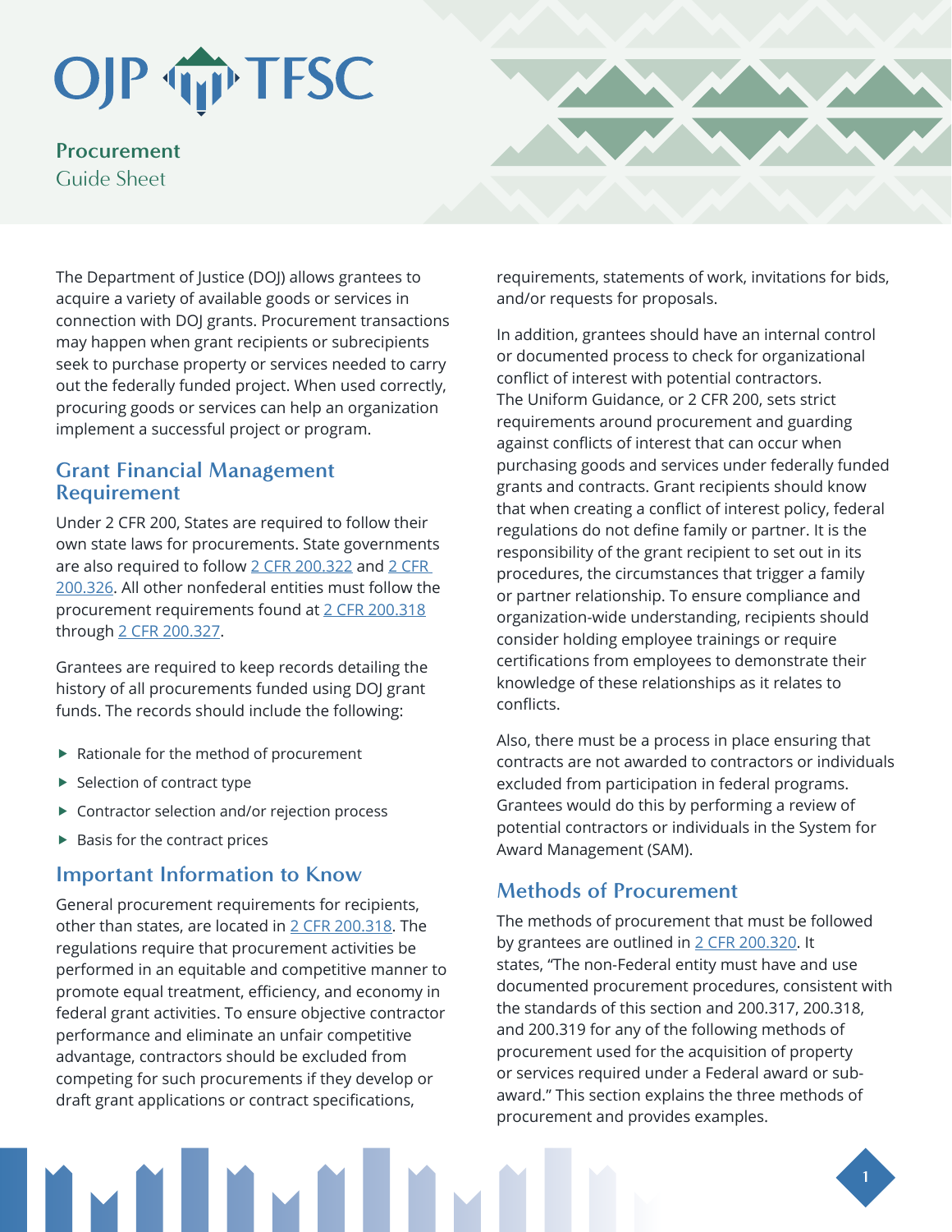OJP TFSC

# Procurement Guide Sheet

The Department of Justice (DOJ) allows grantees to acquire a variety of available goods or services in connection with DOJ grants. Procurement transactions may happen when grant recipients or subrecipients seek to purchase property or services needed to carry out the federally funded project. When used correctly, procuring goods or services can help an organization implement a successful project or program.

## Grant Financial Management Requirement

Under 2 CFR 200, States are required to follow their own state laws for procurements. State governments are also required to follow 2 CFR 200.322 and 2 CFR 200.326. All other nonfederal entities must follow the procurement requirements found at 2 CFR 200.318 through 2 CFR 200.327.

Grantees are required to keep records detailing the history of all procurements funded using DOJ grant funds. The records should include the following:

- Rationale for the method of procurement
- Selection of contract type
- Contractor selection and/or rejection process
- Basis for the contract prices

## Important Information to Know

General procurement requirements for recipients, other than states, are located in 2 CFR 200.318. The regulations require that procurement activities be performed in an equitable and competitive manner to promote equal treatment, efficiency, and economy in federal grant activities. To ensure objective contractor performance and eliminate an unfair competitive advantage, contractors should be excluded from competing for such procurements if they develop or draft grant applications or contract specifications, requirements, statements of work, invitations for bids, and/or requests for proposals.

In addition, grantees should have an internal control or documented process to check for organizational conflict of interest with potential contractors. The Uniform Guidance, or 2 CFR 200, sets strict requirements around procurement and guarding against conflicts of interest that can occur when purchasing goods and services under federally funded grants and contracts. Grant recipients should know that when creating a conflict of interest policy, federal regulations do not define family or partner. It is the responsibility of the grant recipient to set out in its procedures, the circumstances that trigger a family or partner relationship. To ensure compliance and organization-wide understanding, recipients should consider holding employee trainings or require certifications from employees to demonstrate their knowledge of these relationships as it relates to conflicts.

Also, there must be a process in place ensuring that contracts are not awarded to contractors or individuals excluded from participation in federal programs. Grantees would do this by performing a review of potential contractors or individuals in the System for Award Management (SAM).

## Methods of Procurement

The methods of procurement that must be followed by grantees are outlined in 2 CFR 200.320. It states, "The non-Federal entity must have and use documented procurement procedures, consistent with the standards of this section and 200.317, 200.318, and 200.319 for any of the following methods of procurement used for the acquisition of property or services required under a Federal award or sub-award." This section explains the three methods of procurement and provides examples.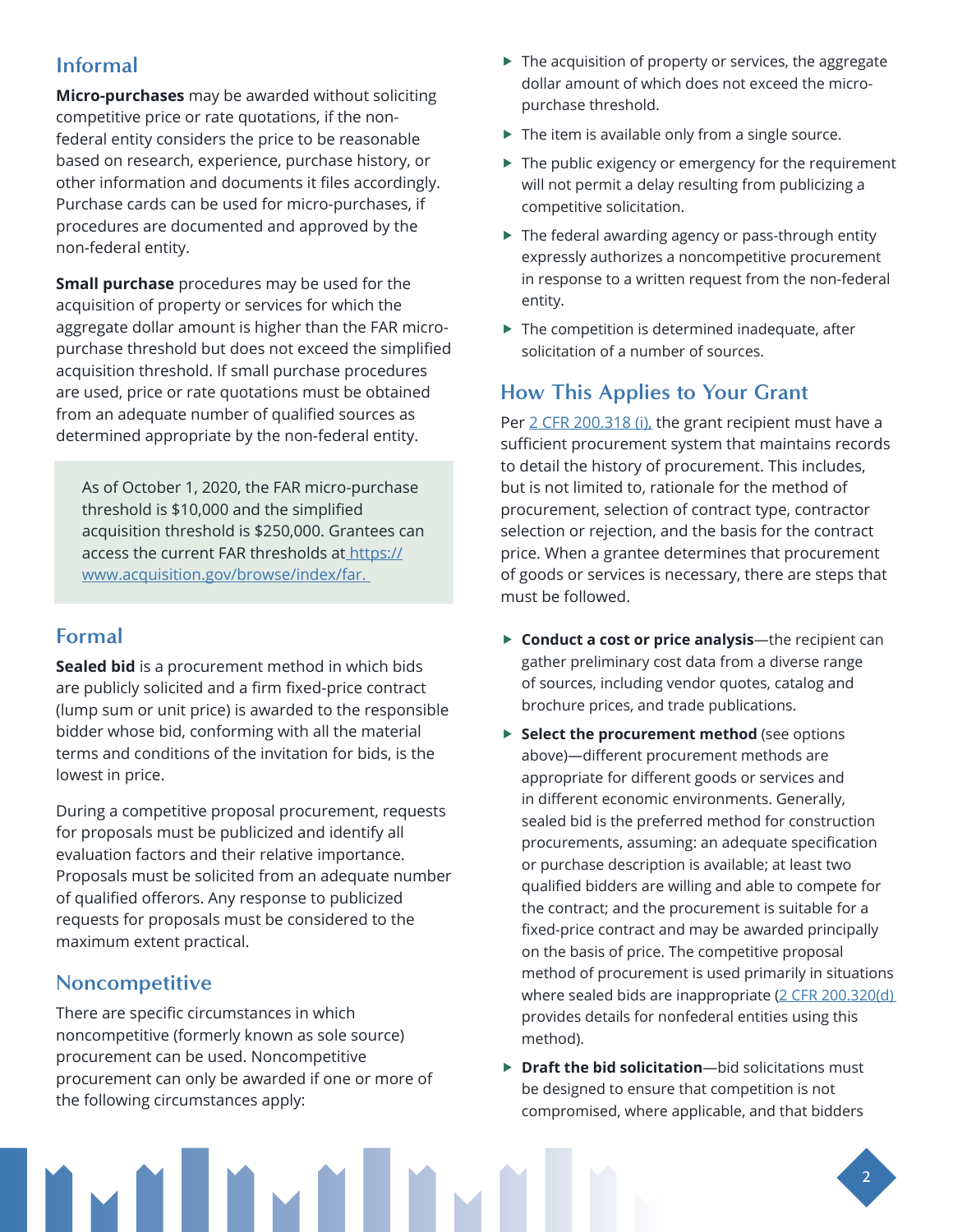## Informal

**Micro-purchases** may be awarded without soliciting competitive price or rate quotations, if the non-federal entity considers the price to be reasonable based on research, experience, purchase history, or other information and documents it files accordingly. Purchase cards can be used for micro-purchases, if procedures are documented and approved by the non-federal entity.

**Small purchase** procedures may be used for the acquisition of property or services for which the aggregate dollar amount is higher than the FAR micro-purchase threshold but does not exceed the simplified acquisition threshold. If small purchase procedures are used, price or rate quotations must be obtained from an adequate number of qualified sources as determined appropriate by the non-federal entity.

> As of October 1, 2020, the FAR micro-purchase threshold is $10,000 and the simplified acquisition threshold is $250,000. Grantees can access the current FAR thresholds at [https://www.acquisition.gov/browse/index/far.](https://www.acquisition.gov/browse/index/far)

## Formal

**Sealed bid** is a procurement method in which bids are publicly solicited and a firm fixed-price contract (lump sum or unit price) is awarded to the responsible bidder whose bid, conforming with all the material terms and conditions of the invitation for bids, is the lowest in price.

During a competitive proposal procurement, requests for proposals must be publicized and identify all evaluation factors and their relative importance. Proposals must be solicited from an adequate number of qualified offerors. Any response to publicized requests for proposals must be considered to the maximum extent practical.

## Noncompetitive

There are specific circumstances in which noncompetitive (formerly known as sole source) procurement can be used. Noncompetitive procurement can only be awarded if one or more of the following circumstances apply:

- The acquisition of property or services, the aggregate dollar amount of which does not exceed the micro-purchase threshold.
- The item is available only from a single source.
- The public exigency or emergency for the requirement will not permit a delay resulting from publicizing a competitive solicitation.
- The federal awarding agency or pass-through entity expressly authorizes a noncompetitive procurement in response to a written request from the non-federal entity.
- The competition is determined inadequate, after solicitation of a number of sources.

## How This Applies to Your Grant

Per 2 CFR 200.318 (i), the grant recipient must have a sufficient procurement system that maintains records to detail the history of procurement. This includes, but is not limited to, rationale for the method of procurement, selection of contract type, contractor selection or rejection, and the basis for the contract price. When a grantee determines that procurement of goods or services is necessary, there are steps that must be followed.

- **Conduct a cost or price analysis**—the recipient can gather preliminary cost data from a diverse range of sources, including vendor quotes, catalog and brochure prices, and trade publications.
- **Select the procurement method** (see options above)—different procurement methods are appropriate for different goods or services and in different economic environments. Generally, sealed bid is the preferred method for construction procurements, assuming: an adequate specification or purchase description is available; at least two qualified bidders are willing and able to compete for the contract; and the procurement is suitable for a fixed-price contract and may be awarded principally on the basis of price. The competitive proposal method of procurement is used primarily in situations where sealed bids are inappropriate (2 CFR 200.320(d) provides details for nonfederal entities using this method).
- **Draft the bid solicitation**—bid solicitations must be designed to ensure that competition is not compromised, where applicable, and that bidders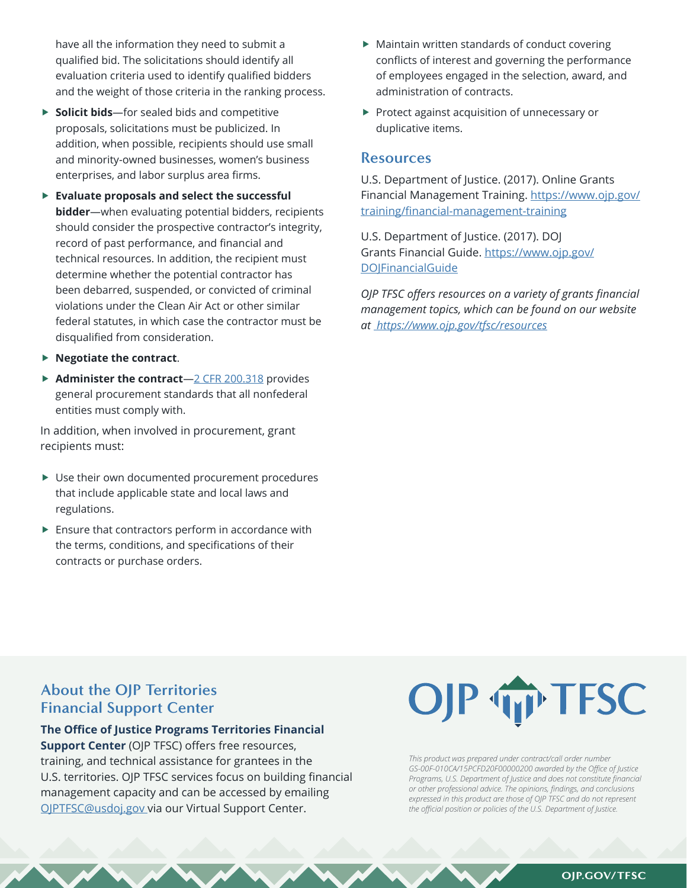have all the information they need to submit a qualified bid. The solicitations should identify all evaluation criteria used to identify qualified bidders and the weight of those criteria in the ranking process.

- **Solicit bids**—for sealed bids and competitive proposals, solicitations must be publicized. In addition, when possible, recipients should use small and minority-owned businesses, women's business enterprises, and labor surplus area firms.
- **Evaluate proposals and select the successful bidder**—when evaluating potential bidders, recipients should consider the prospective contractor's integrity, record of past performance, and financial and technical resources. In addition, the recipient must determine whether the potential contractor has been debarred, suspended, or convicted of criminal violations under the Clean Air Act or other similar federal statutes, in which case the contractor must be disqualified from consideration.
- **Negotiate the contract**.
- **Administer the contract**—[2 CFR 200.318](2 CFR 200.318) provides general procurement standards that all nonfederal entities must comply with.

In addition, when involved in procurement, grant recipients must:

- Use their own documented procurement procedures that include applicable state and local laws and regulations.
- Ensure that contractors perform in accordance with the terms, conditions, and specifications of their contracts or purchase orders.
- Maintain written standards of conduct covering conflicts of interest and governing the performance of employees engaged in the selection, award, and administration of contracts.
- Protect against acquisition of unnecessary or duplicative items.

## Resources

U.S. Department of Justice. (2017). Online Grants Financial Management Training. https://www.ojp.gov/training/financial-management-training

U.S. Department of Justice. (2017). DOJ Grants Financial Guide. https://www.ojp.gov/DOJFinancialGuide

*OJP TFSC offers resources on a variety of grants financial management topics, which can be found on our website at https://www.ojp.gov/tfsc/resources*

## About the OJP Territories Financial Support Center

**The Office of Justice Programs Territories Financial Support Center** (OJP TFSC) offers free resources, training, and technical assistance for grantees in the U.S. territories. OJP TFSC services focus on building financial management capacity and can be accessed by emailing OJPTFSC@usdoj.gov via our Virtual Support Center.

OJP TFSC

*This product was prepared under contract/call order number GS-00F-010CA/15PCFD20F00000200 awarded by the Office of Justice Programs, U.S. Department of Justice and does not constitute financial or other professional advice. The opinions, findings, and conclusions expressed in this product are those of OJP TFSC and do not represent the official position or policies of the U.S. Department of Justice.*

OJP.GOV/TFSC